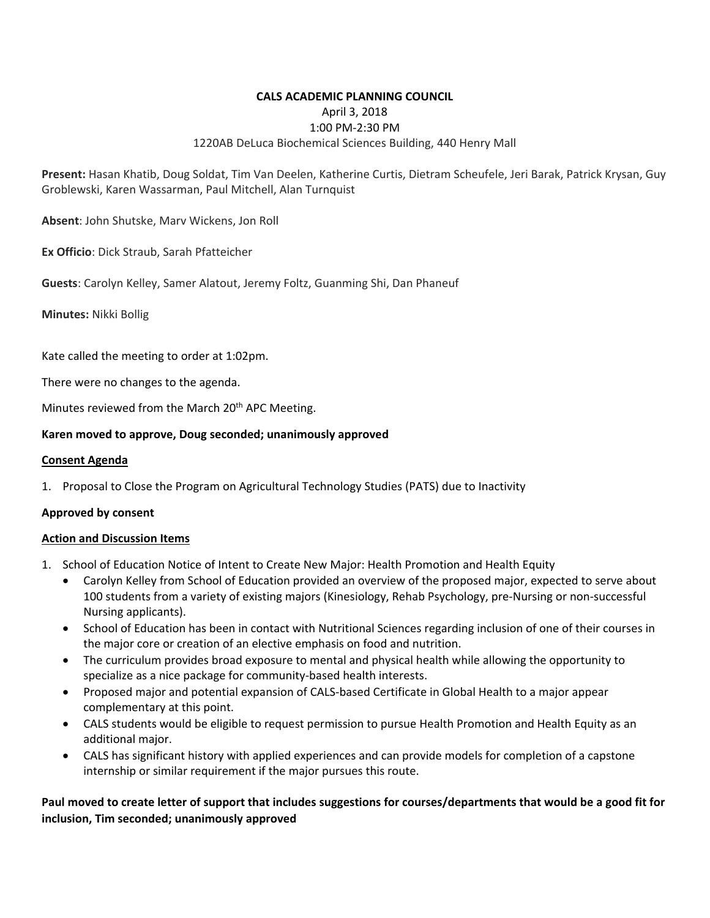**CALS ACADEMIC PLANNING COUNCIL**

April 3, 2018

1:00 PM-2:30 PM

1220AB DeLuca Biochemical Sciences Building, 440 Henry Mall

**Present:** Hasan Khatib, Doug Soldat, Tim Van Deelen, Katherine Curtis, Dietram Scheufele, Jeri Barak, Patrick Krysan, Guy Groblewski, Karen Wassarman, Paul Mitchell, Alan Turnquist

**Absent**: John Shutske, Marv Wickens, Jon Roll

**Ex Officio**: Dick Straub, Sarah Pfatteicher

**Guests**: Carolyn Kelley, Samer Alatout, Jeremy Foltz, Guanming Shi, Dan Phaneuf

**Minutes:** Nikki Bollig

Kate called the meeting to order at 1:02pm.

There were no changes to the agenda.

Minutes reviewed from the March 20th APC Meeting.

**Karen moved to approve, Doug seconded; unanimously approved**

**Consent Agenda**

1. Proposal to Close the Program on Agricultural Technology Studies (PATS) due to Inactivity

**Approved by consent**

**Action and Discussion Items**

1. School of Education Notice of Intent to Create New Major: Health Promotion and Health Equity
   - Carolyn Kelley from School of Education provided an overview of the proposed major, expected to serve about 100 students from a variety of existing majors (Kinesiology, Rehab Psychology, pre-Nursing or non-successful Nursing applicants).
   - School of Education has been in contact with Nutritional Sciences regarding inclusion of one of their courses in the major core or creation of an elective emphasis on food and nutrition.
   - The curriculum provides broad exposure to mental and physical health while allowing the opportunity to specialize as a nice package for community-based health interests.
   - Proposed major and potential expansion of CALS-based Certificate in Global Health to a major appear complementary at this point.
   - CALS students would be eligible to request permission to pursue Health Promotion and Health Equity as an additional major.
   - CALS has significant history with applied experiences and can provide models for completion of a capstone internship or similar requirement if the major pursues this route.

**Paul moved to create letter of support that includes suggestions for courses/departments that would be a good fit for inclusion, Tim seconded; unanimously approved**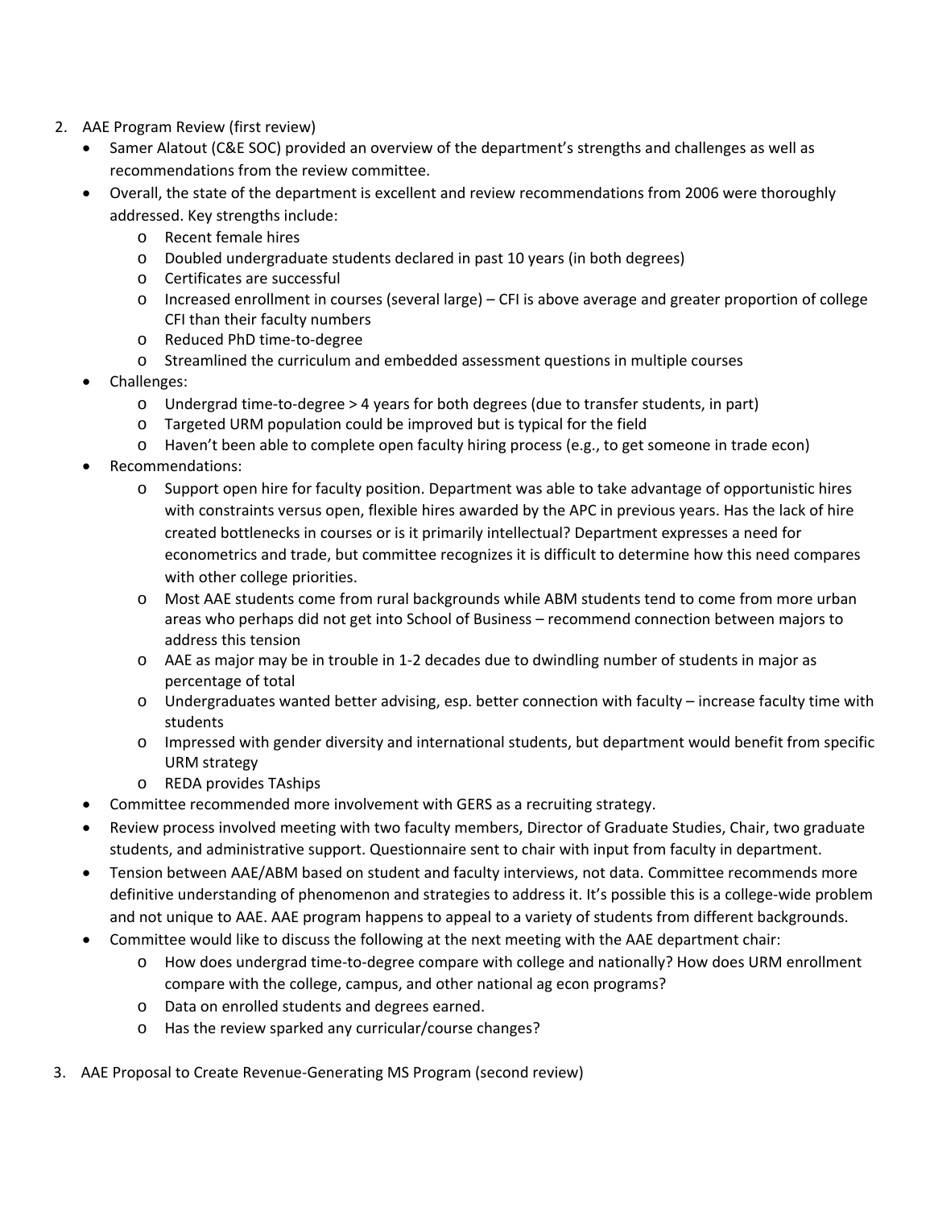2. AAE Program Review (first review)
   - Samer Alatout (C&E SOC) provided an overview of the department's strengths and challenges as well as recommendations from the review committee.
   - Overall, the state of the department is excellent and review recommendations from 2006 were thoroughly addressed. Key strengths include:
     - Recent female hires
     - Doubled undergraduate students declared in past 10 years (in both degrees)
     - Certificates are successful
     - Increased enrollment in courses (several large) – CFI is above average and greater proportion of college CFI than their faculty numbers
     - Reduced PhD time-to-degree
     - Streamlined the curriculum and embedded assessment questions in multiple courses
   - Challenges:
     - Undergrad time-to-degree > 4 years for both degrees (due to transfer students, in part)
     - Targeted URM population could be improved but is typical for the field
     - Haven't been able to complete open faculty hiring process (e.g., to get someone in trade econ)
   - Recommendations:
     - Support open hire for faculty position. Department was able to take advantage of opportunistic hires with constraints versus open, flexible hires awarded by the APC in previous years. Has the lack of hire created bottlenecks in courses or is it primarily intellectual? Department expresses a need for econometrics and trade, but committee recognizes it is difficult to determine how this need compares with other college priorities.
     - Most AAE students come from rural backgrounds while ABM students tend to come from more urban areas who perhaps did not get into School of Business – recommend connection between majors to address this tension
     - AAE as major may be in trouble in 1-2 decades due to dwindling number of students in major as percentage of total
     - Undergraduates wanted better advising, esp. better connection with faculty – increase faculty time with students
     - Impressed with gender diversity and international students, but department would benefit from specific URM strategy
     - REDA provides TAships
   - Committee recommended more involvement with GERS as a recruiting strategy.
   - Review process involved meeting with two faculty members, Director of Graduate Studies, Chair, two graduate students, and administrative support. Questionnaire sent to chair with input from faculty in department.
   - Tension between AAE/ABM based on student and faculty interviews, not data. Committee recommends more definitive understanding of phenomenon and strategies to address it. It's possible this is a college-wide problem and not unique to AAE. AAE program happens to appeal to a variety of students from different backgrounds.
   - Committee would like to discuss the following at the next meeting with the AAE department chair:
     - How does undergrad time-to-degree compare with college and nationally? How does URM enrollment compare with the college, campus, and other national ag econ programs?
     - Data on enrolled students and degrees earned.
     - Has the review sparked any curricular/course changes?

3. AAE Proposal to Create Revenue-Generating MS Program (second review)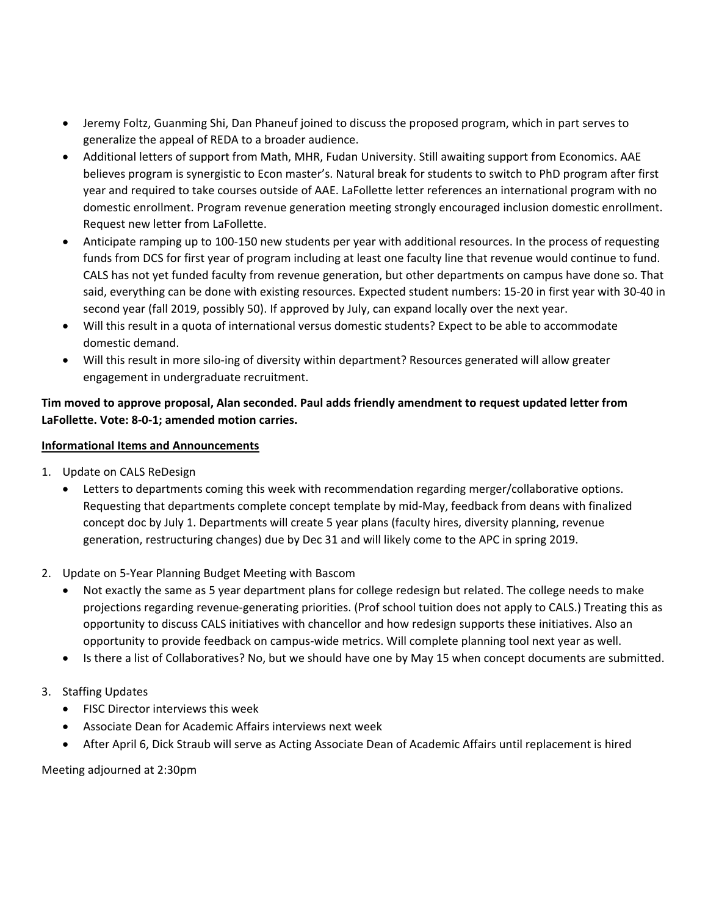- Jeremy Foltz, Guanming Shi, Dan Phaneuf joined to discuss the proposed program, which in part serves to generalize the appeal of REDA to a broader audience.
- Additional letters of support from Math, MHR, Fudan University. Still awaiting support from Economics. AAE believes program is synergistic to Econ master's. Natural break for students to switch to PhD program after first year and required to take courses outside of AAE. LaFollette letter references an international program with no domestic enrollment. Program revenue generation meeting strongly encouraged inclusion domestic enrollment. Request new letter from LaFollette.
- Anticipate ramping up to 100-150 new students per year with additional resources. In the process of requesting funds from DCS for first year of program including at least one faculty line that revenue would continue to fund. CALS has not yet funded faculty from revenue generation, but other departments on campus have done so. That said, everything can be done with existing resources. Expected student numbers: 15-20 in first year with 30-40 in second year (fall 2019, possibly 50). If approved by July, can expand locally over the next year.
- Will this result in a quota of international versus domestic students? Expect to be able to accommodate domestic demand.
- Will this result in more silo-ing of diversity within department? Resources generated will allow greater engagement in undergraduate recruitment.

**Tim moved to approve proposal, Alan seconded. Paul adds friendly amendment to request updated letter from LaFollette. Vote: 8-0-1; amended motion carries.**

<u>**Informational Items and Announcements**</u>

1. Update on CALS ReDesign
   - Letters to departments coming this week with recommendation regarding merger/collaborative options. Requesting that departments complete concept template by mid-May, feedback from deans with finalized concept doc by July 1. Departments will create 5 year plans (faculty hires, diversity planning, revenue generation, restructuring changes) due by Dec 31 and will likely come to the APC in spring 2019.

2. Update on 5-Year Planning Budget Meeting with Bascom
   - Not exactly the same as 5 year department plans for college redesign but related. The college needs to make projections regarding revenue-generating priorities. (Prof school tuition does not apply to CALS.) Treating this as opportunity to discuss CALS initiatives with chancellor and how redesign supports these initiatives. Also an opportunity to provide feedback on campus-wide metrics. Will complete planning tool next year as well.
   - Is there a list of Collaboratives? No, but we should have one by May 15 when concept documents are submitted.

3. Staffing Updates
   - FISC Director interviews this week
   - Associate Dean for Academic Affairs interviews next week
   - After April 6, Dick Straub will serve as Acting Associate Dean of Academic Affairs until replacement is hired

Meeting adjourned at 2:30pm